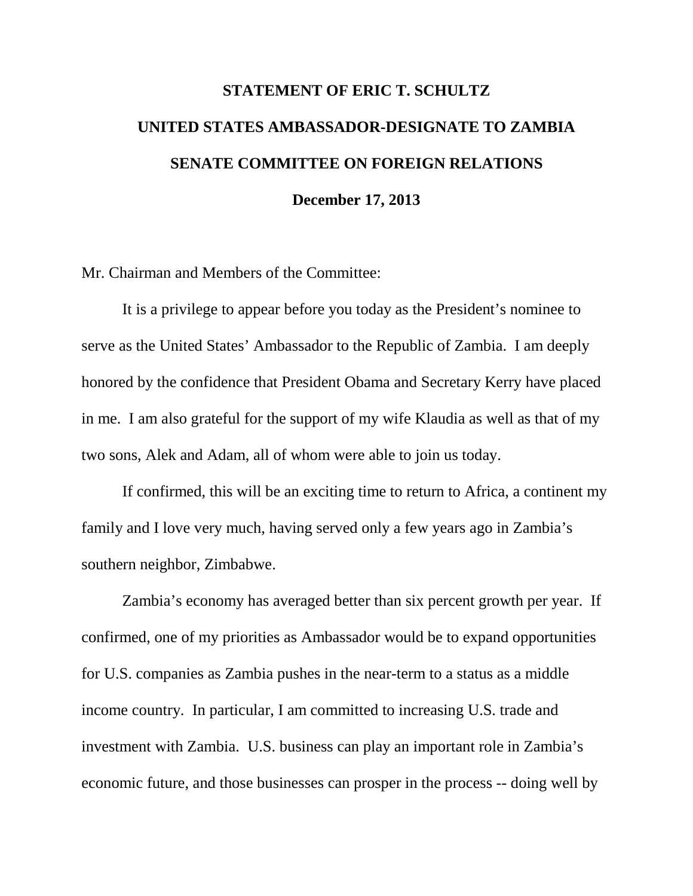# STATEMENT OF ERIC T. SCHULTZ

## UNITED STATES AMBASSADOR-DESIGNATE TO ZAMBIA

## SENATE COMMITTEE ON FOREIGN RELATIONS

**December 17, 2013**

Mr. Chairman and Members of the Committee:

It is a privilege to appear before you today as the President's nominee to serve as the United States' Ambassador to the Republic of Zambia. I am deeply honored by the confidence that President Obama and Secretary Kerry have placed in me. I am also grateful for the support of my wife Klaudia as well as that of my two sons, Alek and Adam, all of whom were able to join us today.

If confirmed, this will be an exciting time to return to Africa, a continent my family and I love very much, having served only a few years ago in Zambia's southern neighbor, Zimbabwe.

Zambia's economy has averaged better than six percent growth per year. If confirmed, one of my priorities as Ambassador would be to expand opportunities for U.S. companies as Zambia pushes in the near-term to a status as a middle income country. In particular, I am committed to increasing U.S. trade and investment with Zambia. U.S. business can play an important role in Zambia's economic future, and those businesses can prosper in the process -- doing well by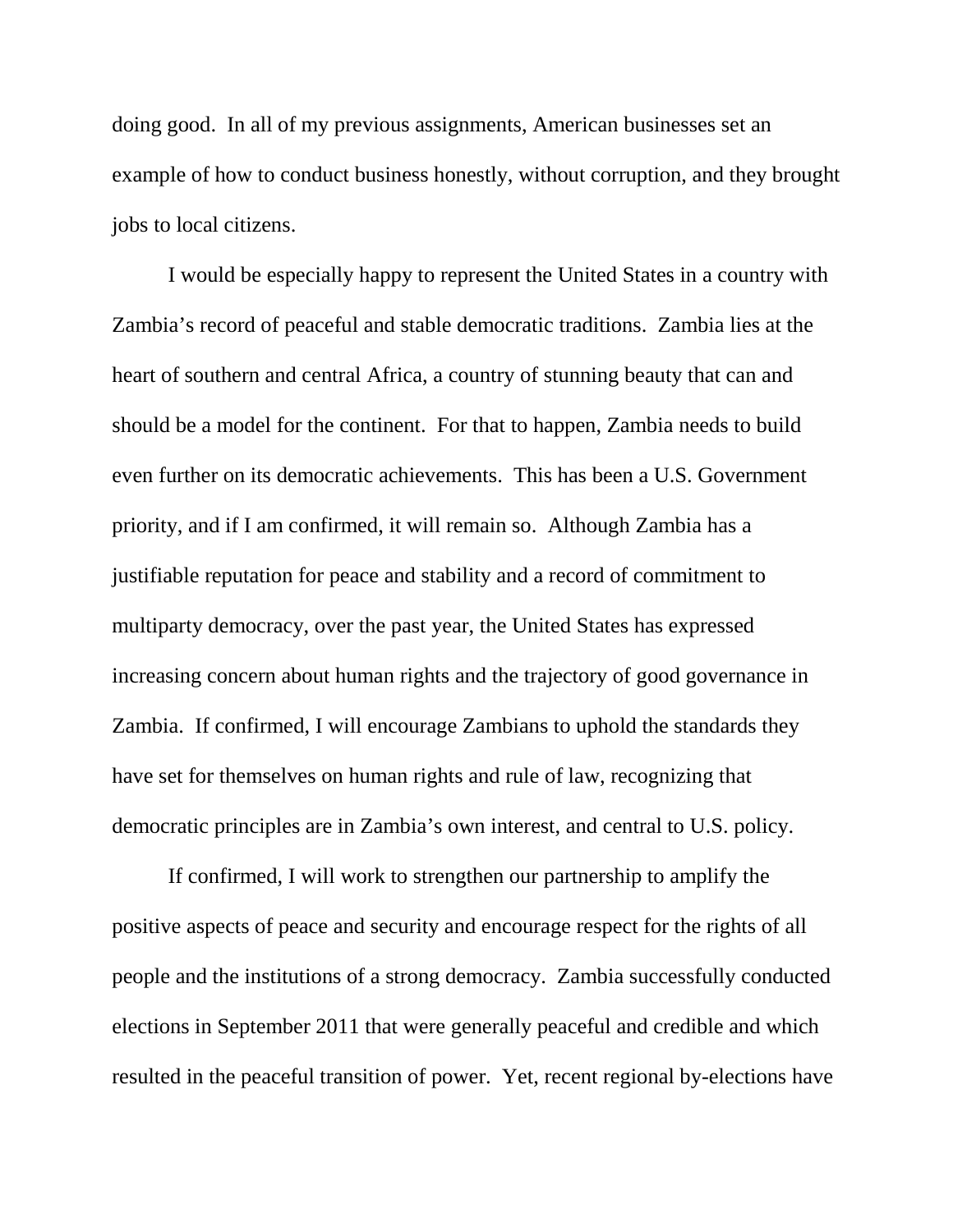doing good. In all of my previous assignments, American businesses set an example of how to conduct business honestly, without corruption, and they brought jobs to local citizens.

I would be especially happy to represent the United States in a country with Zambia's record of peaceful and stable democratic traditions. Zambia lies at the heart of southern and central Africa, a country of stunning beauty that can and should be a model for the continent. For that to happen, Zambia needs to build even further on its democratic achievements. This has been a U.S. Government priority, and if I am confirmed, it will remain so. Although Zambia has a justifiable reputation for peace and stability and a record of commitment to multiparty democracy, over the past year, the United States has expressed increasing concern about human rights and the trajectory of good governance in Zambia. If confirmed, I will encourage Zambians to uphold the standards they have set for themselves on human rights and rule of law, recognizing that democratic principles are in Zambia's own interest, and central to U.S. policy.

If confirmed, I will work to strengthen our partnership to amplify the positive aspects of peace and security and encourage respect for the rights of all people and the institutions of a strong democracy. Zambia successfully conducted elections in September 2011 that were generally peaceful and credible and which resulted in the peaceful transition of power. Yet, recent regional by-elections have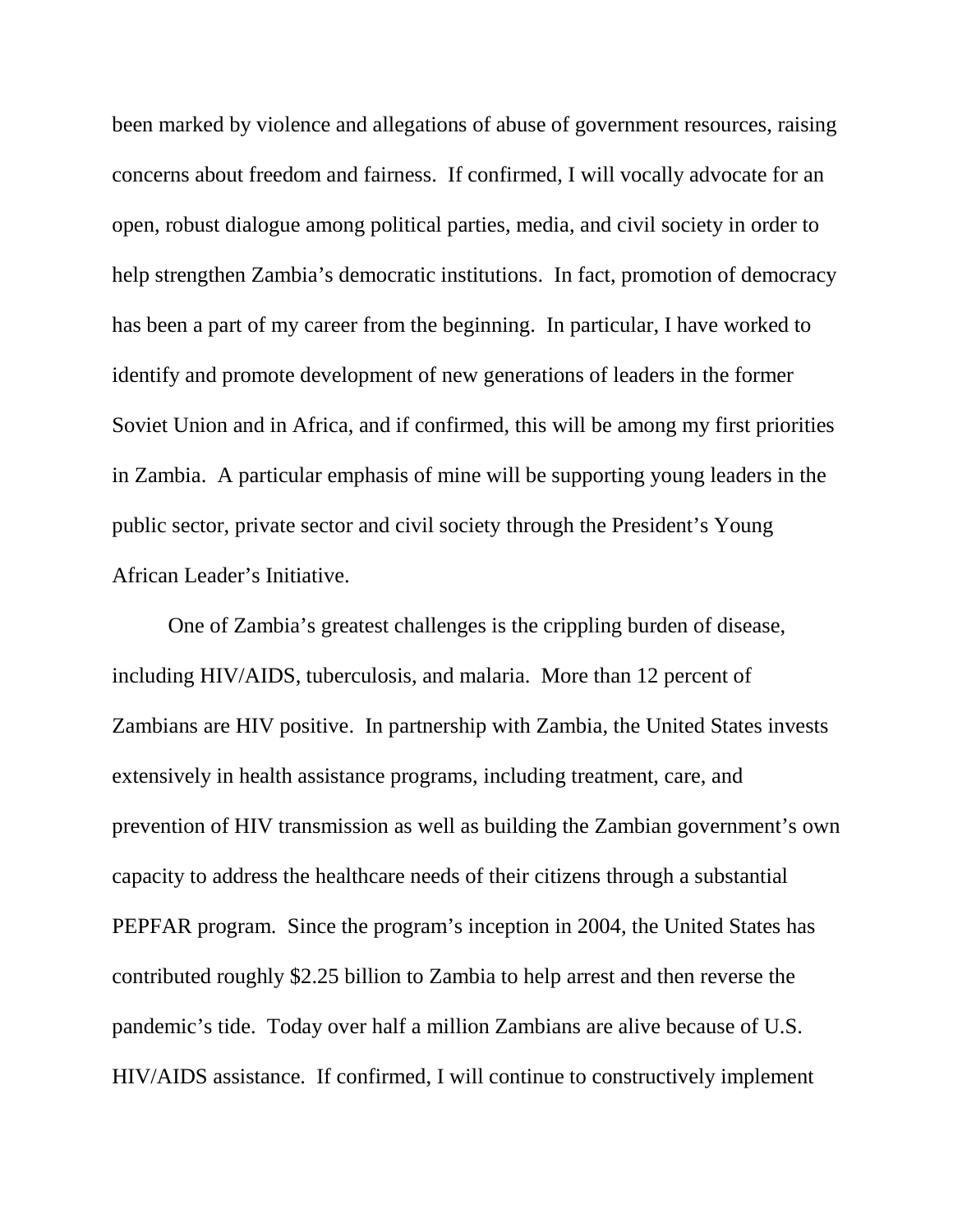been marked by violence and allegations of abuse of government resources, raising concerns about freedom and fairness. If confirmed, I will vocally advocate for an open, robust dialogue among political parties, media, and civil society in order to help strengthen Zambia's democratic institutions. In fact, promotion of democracy has been a part of my career from the beginning. In particular, I have worked to identify and promote development of new generations of leaders in the former Soviet Union and in Africa, and if confirmed, this will be among my first priorities in Zambia. A particular emphasis of mine will be supporting young leaders in the public sector, private sector and civil society through the President's Young African Leader's Initiative.

One of Zambia's greatest challenges is the crippling burden of disease, including HIV/AIDS, tuberculosis, and malaria. More than 12 percent of Zambians are HIV positive. In partnership with Zambia, the United States invests extensively in health assistance programs, including treatment, care, and prevention of HIV transmission as well as building the Zambian government's own capacity to address the healthcare needs of their citizens through a substantial PEPFAR program. Since the program's inception in 2004, the United States has contributed roughly $2.25 billion to Zambia to help arrest and then reverse the pandemic's tide. Today over half a million Zambians are alive because of U.S. HIV/AIDS assistance. If confirmed, I will continue to constructively implement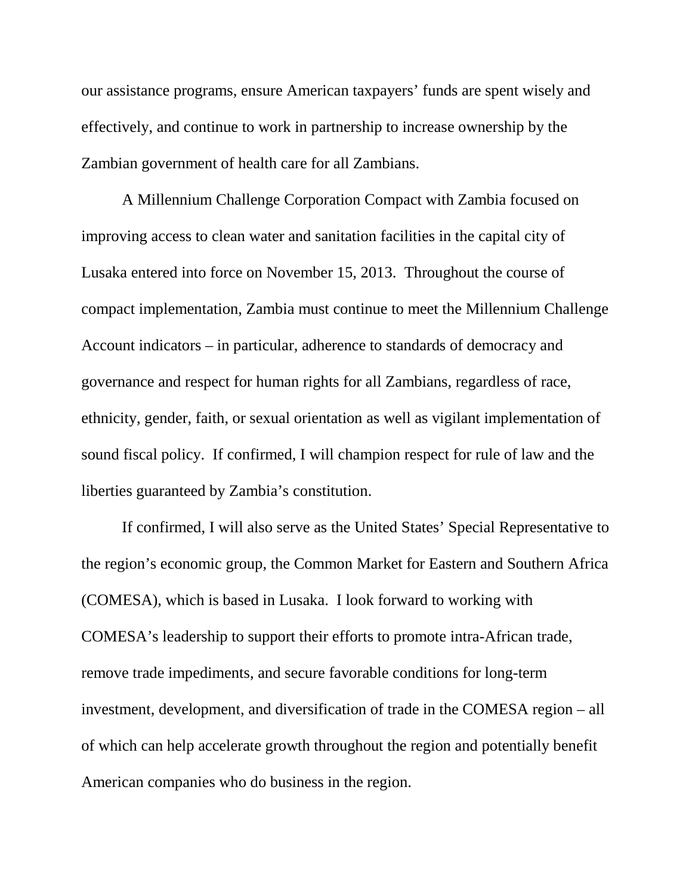our assistance programs, ensure American taxpayers' funds are spent wisely and effectively, and continue to work in partnership to increase ownership by the Zambian government of health care for all Zambians.

A Millennium Challenge Corporation Compact with Zambia focused on improving access to clean water and sanitation facilities in the capital city of Lusaka entered into force on November 15, 2013. Throughout the course of compact implementation, Zambia must continue to meet the Millennium Challenge Account indicators – in particular, adherence to standards of democracy and governance and respect for human rights for all Zambians, regardless of race, ethnicity, gender, faith, or sexual orientation as well as vigilant implementation of sound fiscal policy. If confirmed, I will champion respect for rule of law and the liberties guaranteed by Zambia's constitution.

If confirmed, I will also serve as the United States' Special Representative to the region's economic group, the Common Market for Eastern and Southern Africa (COMESA), which is based in Lusaka. I look forward to working with COMESA's leadership to support their efforts to promote intra-African trade, remove trade impediments, and secure favorable conditions for long-term investment, development, and diversification of trade in the COMESA region – all of which can help accelerate growth throughout the region and potentially benefit American companies who do business in the region.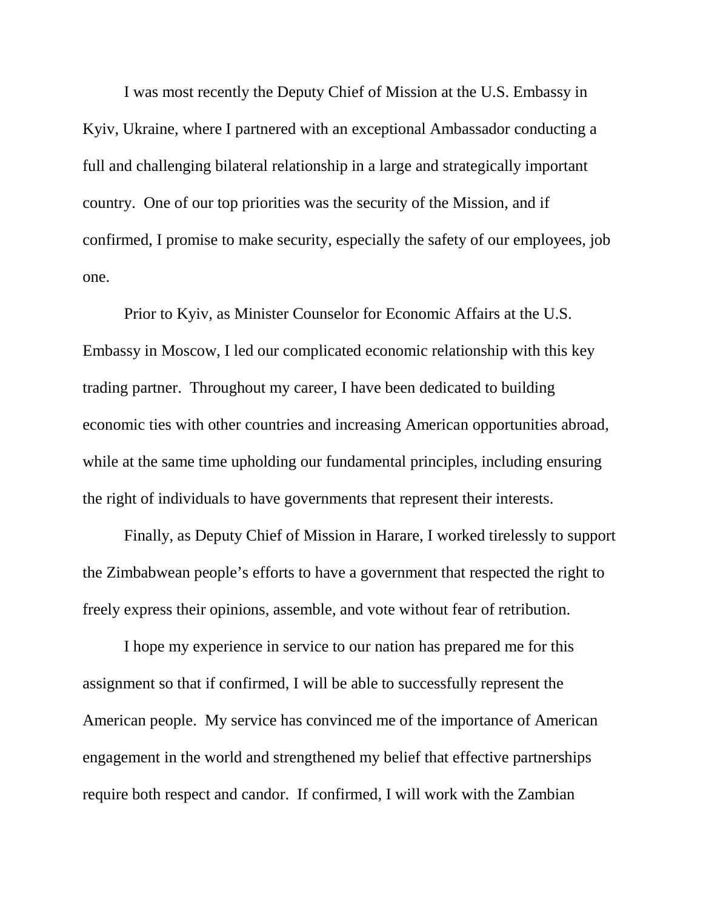I was most recently the Deputy Chief of Mission at the U.S. Embassy in Kyiv, Ukraine, where I partnered with an exceptional Ambassador conducting a full and challenging bilateral relationship in a large and strategically important country. One of our top priorities was the security of the Mission, and if confirmed, I promise to make security, especially the safety of our employees, job one.

Prior to Kyiv, as Minister Counselor for Economic Affairs at the U.S. Embassy in Moscow, I led our complicated economic relationship with this key trading partner. Throughout my career, I have been dedicated to building economic ties with other countries and increasing American opportunities abroad, while at the same time upholding our fundamental principles, including ensuring the right of individuals to have governments that represent their interests.

Finally, as Deputy Chief of Mission in Harare, I worked tirelessly to support the Zimbabwean people's efforts to have a government that respected the right to freely express their opinions, assemble, and vote without fear of retribution.

I hope my experience in service to our nation has prepared me for this assignment so that if confirmed, I will be able to successfully represent the American people. My service has convinced me of the importance of American engagement in the world and strengthened my belief that effective partnerships require both respect and candor. If confirmed, I will work with the Zambian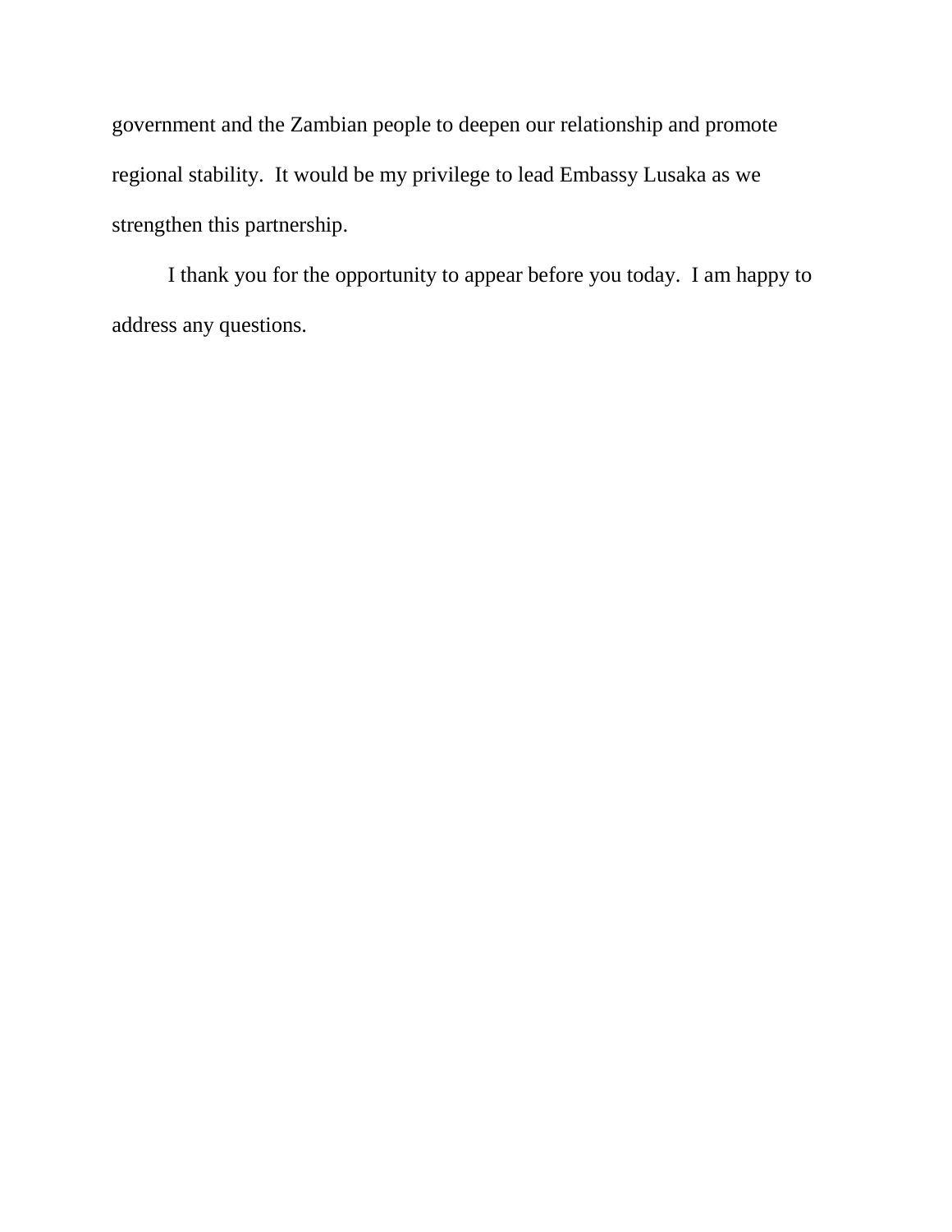government and the Zambian people to deepen our relationship and promote regional stability. It would be my privilege to lead Embassy Lusaka as we strengthen this partnership.

I thank you for the opportunity to appear before you today. I am happy to address any questions.